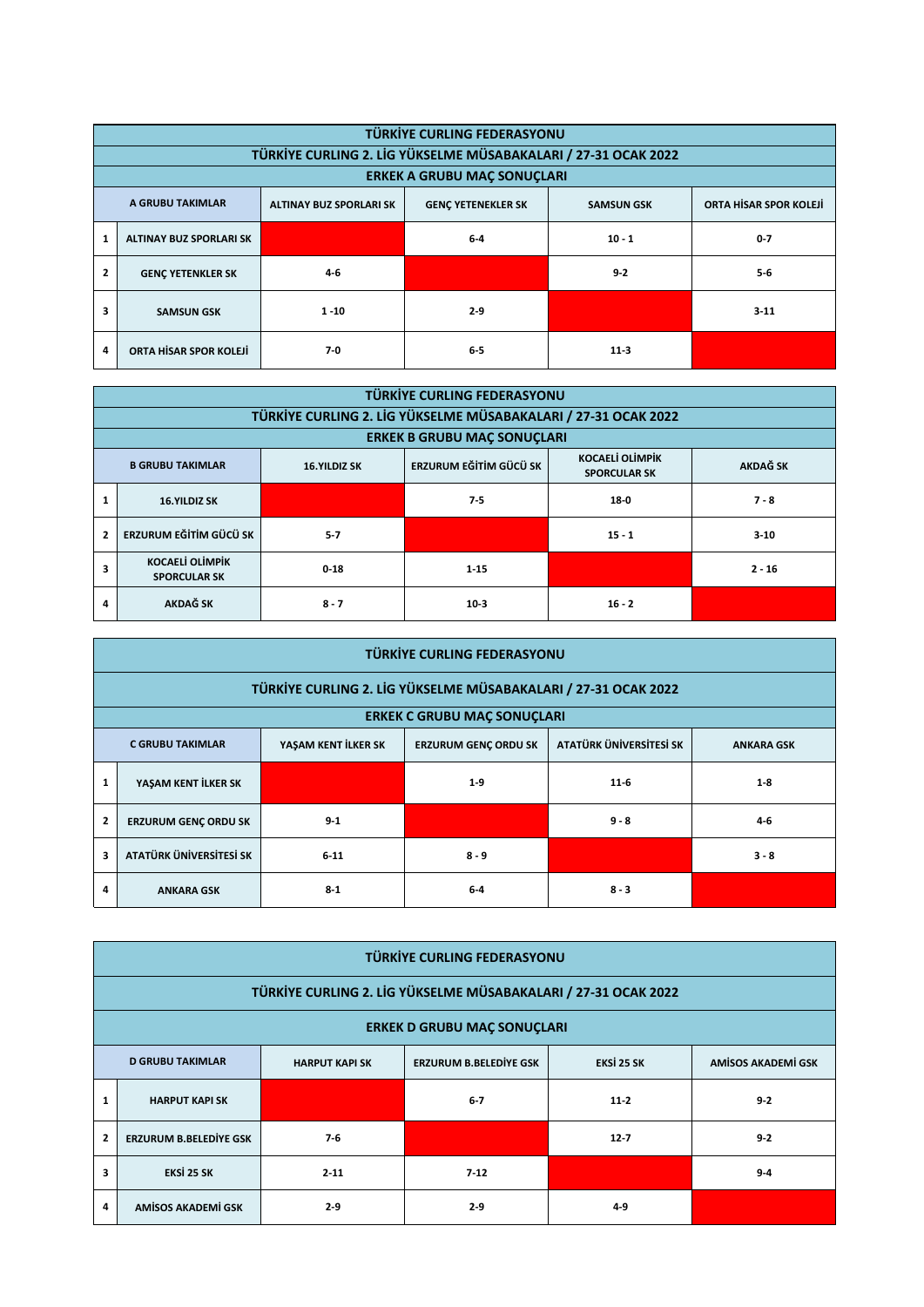| TÜRKİYE CURLING FEDERASYONU | | | | | |
|---|---|---|---|---|---|
| TÜRKİYE CURLING 2. LİG YÜKSELME MÜSABAKALARI / 27-31 OCAK 2022 | | | | | |
| ERKEK A GRUBU MAÇ SONUÇLARI | | | | | |
| A GRUBU TAKIMLAR | | ALTINAY BUZ SPORLARI SK | GENÇ YETENEKLER SK | SAMSUN GSK | ORTA HİSAR SPOR KOLEJİ |
| 1 | ALTINAY BUZ SPORLARI SK | | 6-4 | 10 - 1 | 0-7 |
| 2 | GENÇ YETENKLER SK | 4-6 | | 9-2 | 5-6 |
| 3 | SAMSUN GSK | 1 -10 | 2-9 | | 3-11 |
| 4 | ORTA HİSAR SPOR KOLEJİ | 7-0 | 6-5 | 11-3 | |

| TÜRKİYE CURLING FEDERASYONU | | | | | |
|---|---|---|---|---|---|
| TÜRKİYE CURLING 2. LİG YÜKSELME MÜSABAKALARI / 27-31 OCAK 2022 | | | | | |
| ERKEK B GRUBU MAÇ SONUÇLARI | | | | | |
| B GRUBU TAKIMLAR | | 16.YILDIZ SK | ERZURUM EĞİTİM GÜCÜ SK | KOCAELİ OLİMPİK SPORCULAR SK | AKDAĞ SK |
| 1 | 16.YILDIZ SK | | 7-5 | 18-0 | 7 - 8 |
| 2 | ERZURUM EĞİTİM GÜCÜ SK | 5-7 | | 15 - 1 | 3-10 |
| 3 | KOCAELİ OLİMPİK SPORCULAR SK | 0-18 | 1-15 | | 2 - 16 |
| 4 | AKDAĞ SK | 8 - 7 | 10-3 | 16 - 2 | |

| TÜRKİYE CURLING FEDERASYONU | | | | | |
|---|---|---|---|---|---|
| TÜRKİYE CURLING 2. LİG YÜKSELME MÜSABAKALARI / 27-31 OCAK 2022 | | | | | |
| ERKEK C GRUBU MAÇ SONUÇLARI | | | | | |
| C GRUBU TAKIMLAR | | YAŞAM KENT İLKER SK | ERZURUM GENÇ ORDU SK | ATATÜRK ÜNİVERSİTESİ SK | ANKARA GSK |
| 1 | YAŞAM KENT İLKER SK | | 1-9 | 11-6 | 1-8 |
| 2 | ERZURUM GENÇ ORDU SK | 9-1 | | 9 - 8 | 4-6 |
| 3 | ATATÜRK ÜNİVERSİTESİ SK | 6-11 | 8 - 9 | | 3 - 8 |
| 4 | ANKARA GSK | 8-1 | 6-4 | 8 - 3 | |

| TÜRKİYE CURLING FEDERASYONU | | | | | |
|---|---|---|---|---|---|
| TÜRKİYE CURLING 2. LİG YÜKSELME MÜSABAKALARI / 27-31 OCAK 2022 | | | | | |
| ERKEK D GRUBU MAÇ SONUÇLARI | | | | | |
| D GRUBU TAKIMLAR | | HARPUT KAPI SK | ERZURUM B.BELEDİYE GSK | EKSİ 25 SK | AMİSOS AKADEMİ GSK |
| 1 | HARPUT KAPI SK | | 6-7 | 11-2 | 9-2 |
| 2 | ERZURUM B.BELEDİYE GSK | 7-6 | | 12-7 | 9-2 |
| 3 | EKSİ 25 SK | 2-11 | 7-12 | | 9-4 |
| 4 | AMİSOS AKADEMİ GSK | 2-9 | 2-9 | 4-9 | |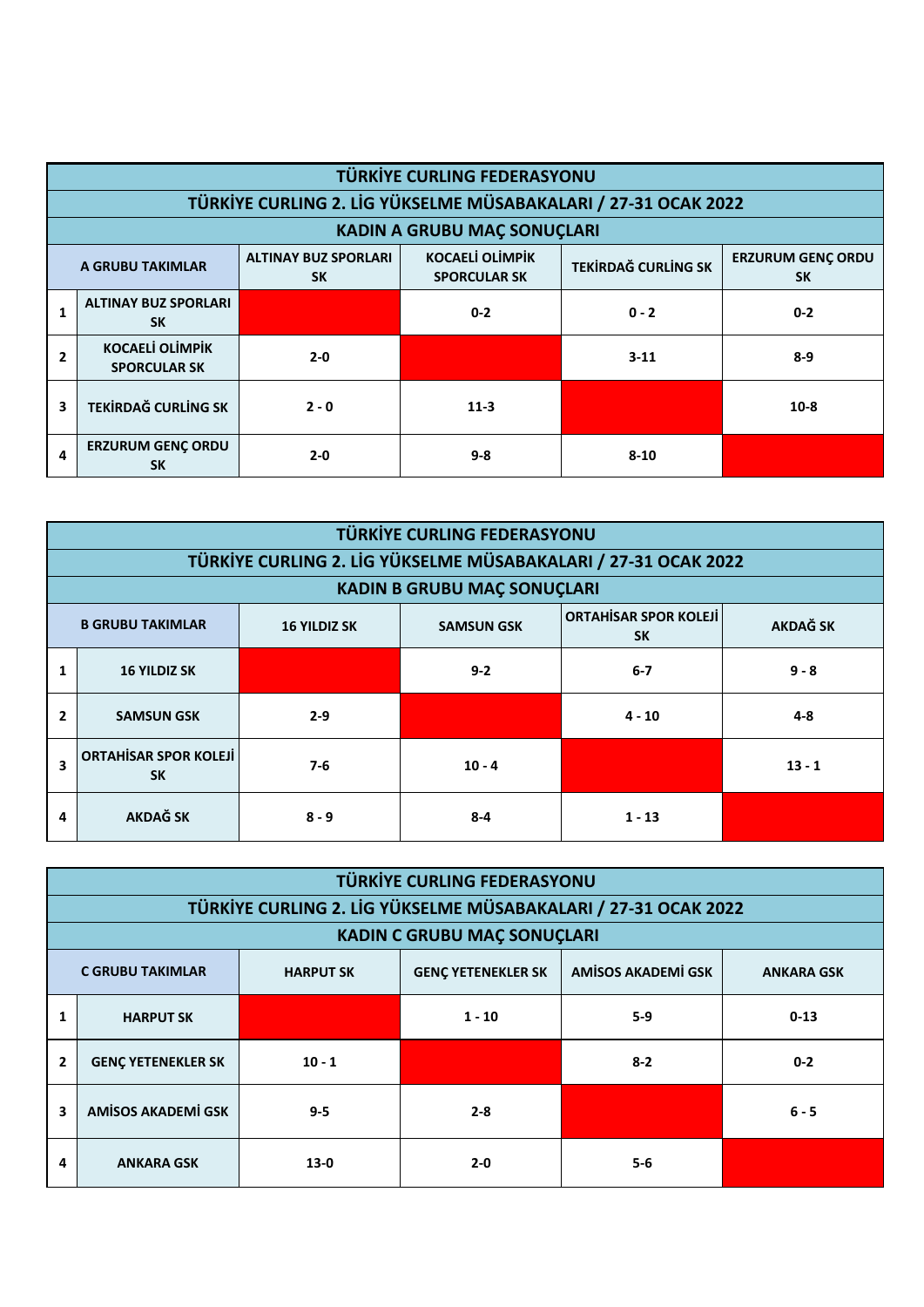| TÜRKİYE CURLING FEDERASYONU | | | | | |
|---|---|---|---|---|---|
| TÜRKİYE CURLING 2. LİG YÜKSELME MÜSABAKALARI / 27-31 OCAK 2022 | | | | | |
| KADIN A GRUBU MAÇ SONUÇLARI | | | | | |
| A GRUBU TAKIMLAR | | ALTINAY BUZ SPORLARI SK | KOCAELİ OLİMPİK SPORCULAR SK | TEKİRDAĞ CURLİNG SK | ERZURUM GENÇ ORDU SK |
| 1 | ALTINAY BUZ SPORLARI SK | | 0-2 | 0 - 2 | 0-2 |
| 2 | KOCAELİ OLİMPİK SPORCULAR SK | 2-0 | | 3-11 | 8-9 |
| 3 | TEKİRDAĞ CURLİNG SK | 2 - 0 | 11-3 | | 10-8 |
| 4 | ERZURUM GENÇ ORDU SK | 2-0 | 9-8 | 8-10 | |

| TÜRKİYE CURLING FEDERASYONU | | | | | |
|---|---|---|---|---|---|
| TÜRKİYE CURLING 2. LİG YÜKSELME MÜSABAKALARI / 27-31 OCAK 2022 | | | | | |
| KADIN B GRUBU MAÇ SONUÇLARI | | | | | |
| B GRUBU TAKIMLAR | | 16 YILDIZ SK | SAMSUN GSK | ORTAHİSAR SPOR KOLEJİ SK | AKDAĞ SK |
| 1 | 16 YILDIZ SK | | 9-2 | 6-7 | 9 - 8 |
| 2 | SAMSUN GSK | 2-9 | | 4 - 10 | 4-8 |
| 3 | ORTAHİSAR SPOR KOLEJİ SK | 7-6 | 10 - 4 | | 13 - 1 |
| 4 | AKDAĞ SK | 8 - 9 | 8-4 | 1 - 13 | |

| TÜRKİYE CURLING FEDERASYONU | | | | | |
|---|---|---|---|---|---|
| TÜRKİYE CURLING 2. LİG YÜKSELME MÜSABAKALARI / 27-31 OCAK 2022 | | | | | |
| KADIN C GRUBU MAÇ SONUÇLARI | | | | | |
| C GRUBU TAKIMLAR | | HARPUT SK | GENÇ YETENEKLER SK | AMİSOS AKADEMİ GSK | ANKARA GSK |
| 1 | HARPUT SK | | 1 - 10 | 5-9 | 0-13 |
| 2 | GENÇ YETENEKLER SK | 10 - 1 | | 8-2 | 0-2 |
| 3 | AMİSOS AKADEMİ GSK | 9-5 | 2-8 | | 6 - 5 |
| 4 | ANKARA GSK | 13-0 | 2-0 | 5-6 | |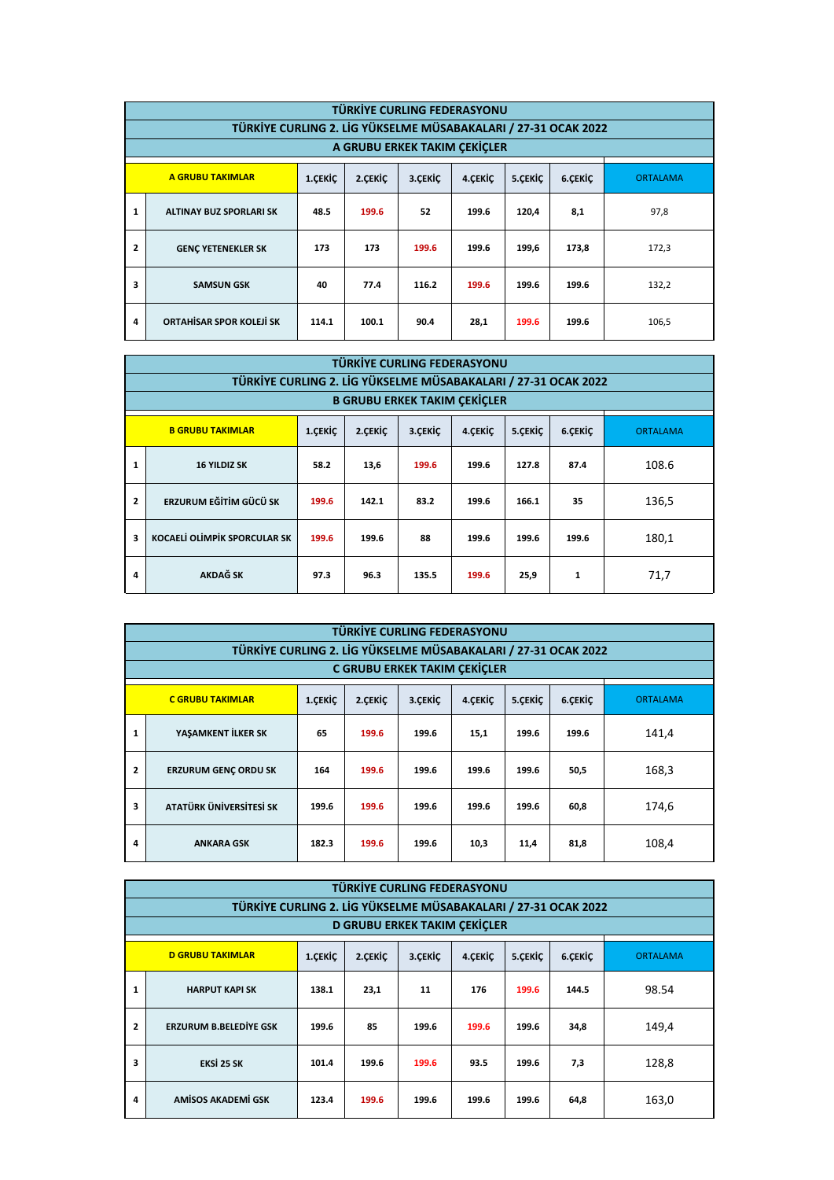## TÜRKİYE CURLING FEDERASYONU
### TÜRKİYE CURLING 2. LİG YÜKSELME MÜSABAKALARI / 27-31 OCAK 2022
### A GRUBU ERKEK TAKIM ÇEKİÇLER

| | A GRUBU TAKIMLAR | 1.ÇEKİÇ | 2.ÇEKİÇ | 3.ÇEKİÇ | 4.ÇEKİÇ | 5.ÇEKİÇ | 6.ÇEKİÇ | ORTALAMA |
|---|---|---|---|---|---|---|---|---|
| 1 | ALTINAY BUZ SPORLARI SK | 48.5 | 199.6 | 52 | 199.6 | 120,4 | 8,1 | 97,8 |
| 2 | GENÇ YETENEKLER SK | 173 | 173 | 199.6 | 199.6 | 199,6 | 173,8 | 172,3 |
| 3 | SAMSUN GSK | 40 | 77.4 | 116.2 | 199.6 | 199.6 | 199.6 | 132,2 |
| 4 | ORTAHİSAR SPOR KOLEJİ SK | 114.1 | 100.1 | 90.4 | 28,1 | 199.6 | 199.6 | 106,5 |

## TÜRKİYE CURLING FEDERASYONU
### TÜRKİYE CURLING 2. LİG YÜKSELME MÜSABAKALARI / 27-31 OCAK 2022
### B GRUBU ERKEK TAKIM ÇEKİÇLER

| | B GRUBU TAKIMLAR | 1.ÇEKİÇ | 2.ÇEKİÇ | 3.ÇEKİÇ | 4.ÇEKİÇ | 5.ÇEKİÇ | 6.ÇEKİÇ | ORTALAMA |
|---|---|---|---|---|---|---|---|---|
| 1 | 16 YILDIZ SK | 58.2 | 13,6 | 199.6 | 199.6 | 127.8 | 87.4 | 108.6 |
| 2 | ERZURUM EĞİTİM GÜCÜ SK | 199.6 | 142.1 | 83.2 | 199.6 | 166.1 | 35 | 136,5 |
| 3 | KOCAELİ OLİMPİK SPORCULAR SK | 199.6 | 199.6 | 88 | 199.6 | 199.6 | 199.6 | 180,1 |
| 4 | AKDAĞ SK | 97.3 | 96.3 | 135.5 | 199.6 | 25,9 | 1 | 71,7 |

## TÜRKİYE CURLING FEDERASYONU
### TÜRKİYE CURLING 2. LİG YÜKSELME MÜSABAKALARI / 27-31 OCAK 2022
### C GRUBU ERKEK TAKIM ÇEKİÇLER

| | C GRUBU TAKIMLAR | 1.ÇEKİÇ | 2.ÇEKİÇ | 3.ÇEKİÇ | 4.ÇEKİÇ | 5.ÇEKİÇ | 6.ÇEKİÇ | ORTALAMA |
|---|---|---|---|---|---|---|---|---|
| 1 | YAŞAMKENT İLKER SK | 65 | 199.6 | 199.6 | 15,1 | 199.6 | 199.6 | 141,4 |
| 2 | ERZURUM GENÇ ORDU SK | 164 | 199.6 | 199.6 | 199.6 | 199.6 | 50,5 | 168,3 |
| 3 | ATATÜRK ÜNİVERSİTESİ SK | 199.6 | 199.6 | 199.6 | 199.6 | 199.6 | 60,8 | 174,6 |
| 4 | ANKARA GSK | 182.3 | 199.6 | 199.6 | 10,3 | 11,4 | 81,8 | 108,4 |

## TÜRKİYE CURLING FEDERASYONU
### TÜRKİYE CURLING 2. LİG YÜKSELME MÜSABAKALARI / 27-31 OCAK 2022
### D GRUBU ERKEK TAKIM ÇEKİÇLER

| | D GRUBU TAKIMLAR | 1.ÇEKİÇ | 2.ÇEKİÇ | 3.ÇEKİÇ | 4.ÇEKİÇ | 5.ÇEKİÇ | 6.ÇEKİÇ | ORTALAMA |
|---|---|---|---|---|---|---|---|---|
| 1 | HARPUT KAPI SK | 138.1 | 23,1 | 11 | 176 | 199.6 | 144.5 | 98.54 |
| 2 | ERZURUM B.BELEDİYE GSK | 199.6 | 85 | 199.6 | 199.6 | 199.6 | 34,8 | 149,4 |
| 3 | EKSİ 25 SK | 101.4 | 199.6 | 199.6 | 93.5 | 199.6 | 7,3 | 128,8 |
| 4 | AMİSOS AKADEMİ GSK | 123.4 | 199.6 | 199.6 | 199.6 | 199.6 | 64,8 | 163,0 |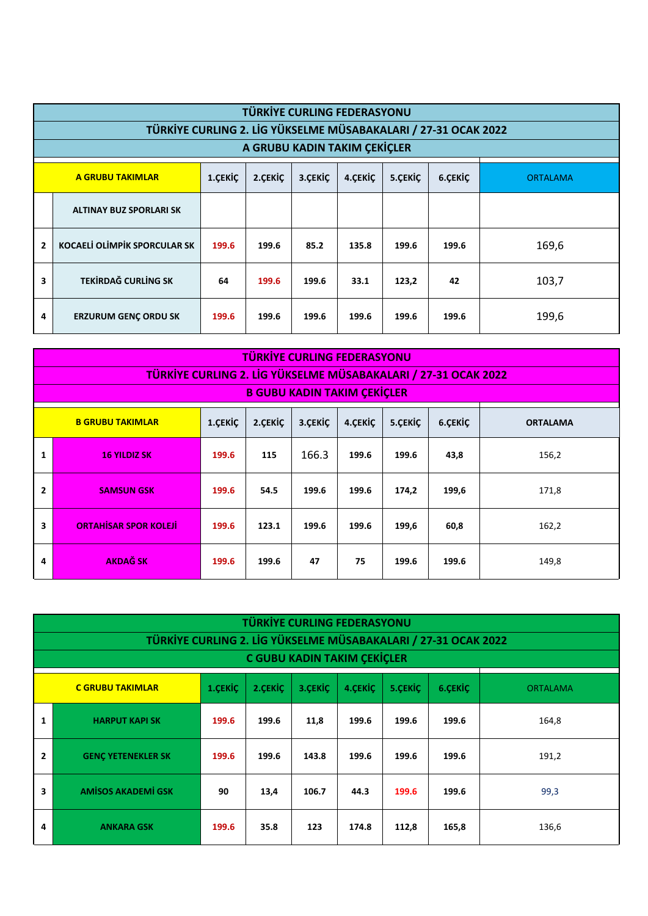## TÜRKİYE CURLING FEDERASYONU

### TÜRKİYE CURLING 2. LİG YÜKSELME MÜSABAKALARI / 27-31 OCAK 2022

### A GRUBU KADIN TAKIM ÇEKİÇLER

| | A GRUBU TAKIMLAR | 1.ÇEKİÇ | 2.ÇEKİÇ | 3.ÇEKİÇ | 4.ÇEKİÇ | 5.ÇEKİÇ | 6.ÇEKİÇ | ORTALAMA |
|---|---|---|---|---|---|---|---|---|
| | ALTINAY BUZ SPORLARI SK | | | | | | | |
| 2 | KOCAELİ OLİMPİK SPORCULAR SK | 199.6 | 199.6 | 85.2 | 135.8 | 199.6 | 199.6 | 169,6 |
| 3 | TEKİRDAĞ CURLİNG SK | 64 | 199.6 | 199.6 | 33.1 | 123,2 | 42 | 103,7 |
| 4 | ERZURUM GENÇ ORDU SK | 199.6 | 199.6 | 199.6 | 199.6 | 199.6 | 199.6 | 199,6 |

## TÜRKİYE CURLING FEDERASYONU

### TÜRKİYE CURLING 2. LİG YÜKSELME MÜSABAKALARI / 27-31 OCAK 2022

### B GUBU KADIN TAKIM ÇEKİÇLER

| | B GRUBU TAKIMLAR | 1.ÇEKİÇ | 2.ÇEKİÇ | 3.ÇEKİÇ | 4.ÇEKİÇ | 5.ÇEKİÇ | 6.ÇEKİÇ | ORTALAMA |
|---|---|---|---|---|---|---|---|---|
| 1 | 16 YILDIZ SK | 199.6 | 115 | 166.3 | 199.6 | 199.6 | 43,8 | 156,2 |
| 2 | SAMSUN GSK | 199.6 | 54.5 | 199.6 | 199.6 | 174,2 | 199,6 | 171,8 |
| 3 | ORTAHİSAR SPOR KOLEJİ | 199.6 | 123.1 | 199.6 | 199.6 | 199,6 | 60,8 | 162,2 |
| 4 | AKDAĞ SK | 199.6 | 199.6 | 47 | 75 | 199.6 | 199.6 | 149,8 |

## TÜRKİYE CURLING FEDERASYONU

### TÜRKİYE CURLING 2. LİG YÜKSELME MÜSABAKALARI / 27-31 OCAK 2022

### C GUBU KADIN TAKIM ÇEKİÇLER

| | C GRUBU TAKIMLAR | 1.ÇEKİÇ | 2.ÇEKİÇ | 3.ÇEKİÇ | 4.ÇEKİÇ | 5.ÇEKİÇ | 6.ÇEKİÇ | ORTALAMA |
|---|---|---|---|---|---|---|---|---|
| 1 | HARPUT KAPI SK | 199.6 | 199.6 | 11,8 | 199.6 | 199.6 | 199.6 | 164,8 |
| 2 | GENÇ YETENEKLER SK | 199.6 | 199.6 | 143.8 | 199.6 | 199.6 | 199.6 | 191,2 |
| 3 | AMİSOS AKADEMİ GSK | 90 | 13,4 | 106.7 | 44.3 | 199.6 | 199.6 | 99,3 |
| 4 | ANKARA GSK | 199.6 | 35.8 | 123 | 174.8 | 112,8 | 165,8 | 136,6 |